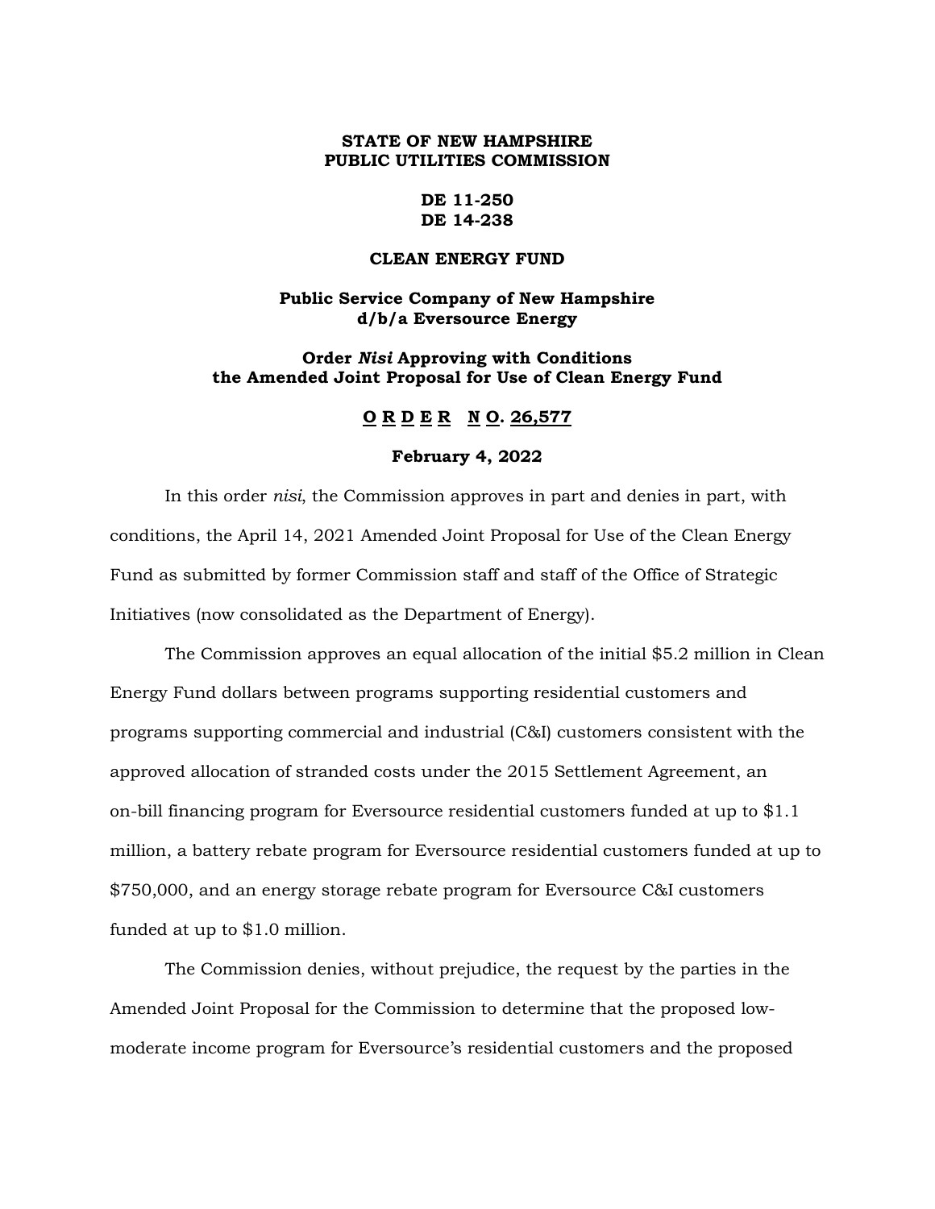**STATE OF NEW HAMPSHIRE**
**PUBLIC UTILITIES COMMISSION**

**DE 11-250**
**DE 14-238**

**CLEAN ENERGY FUND**

**Public Service Company of New Hampshire d/b/a Eversource Energy**

**Order *Nisi* Approving with Conditions the Amended Joint Proposal for Use of Clean Energy Fund**

**O R D E R N O. 26,577**

**February 4, 2022**

In this order *nisi*, the Commission approves in part and denies in part, with conditions, the April 14, 2021 Amended Joint Proposal for Use of the Clean Energy Fund as submitted by former Commission staff and staff of the Office of Strategic Initiatives (now consolidated as the Department of Energy).

The Commission approves an equal allocation of the initial $5.2 million in Clean Energy Fund dollars between programs supporting residential customers and programs supporting commercial and industrial (C&I) customers consistent with the approved allocation of stranded costs under the 2015 Settlement Agreement, an on-bill financing program for Eversource residential customers funded at up to $1.1 million, a battery rebate program for Eversource residential customers funded at up to $750,000, and an energy storage rebate program for Eversource C&I customers funded at up to $1.0 million.

The Commission denies, without prejudice, the request by the parties in the Amended Joint Proposal for the Commission to determine that the proposed low-moderate income program for Eversource's residential customers and the proposed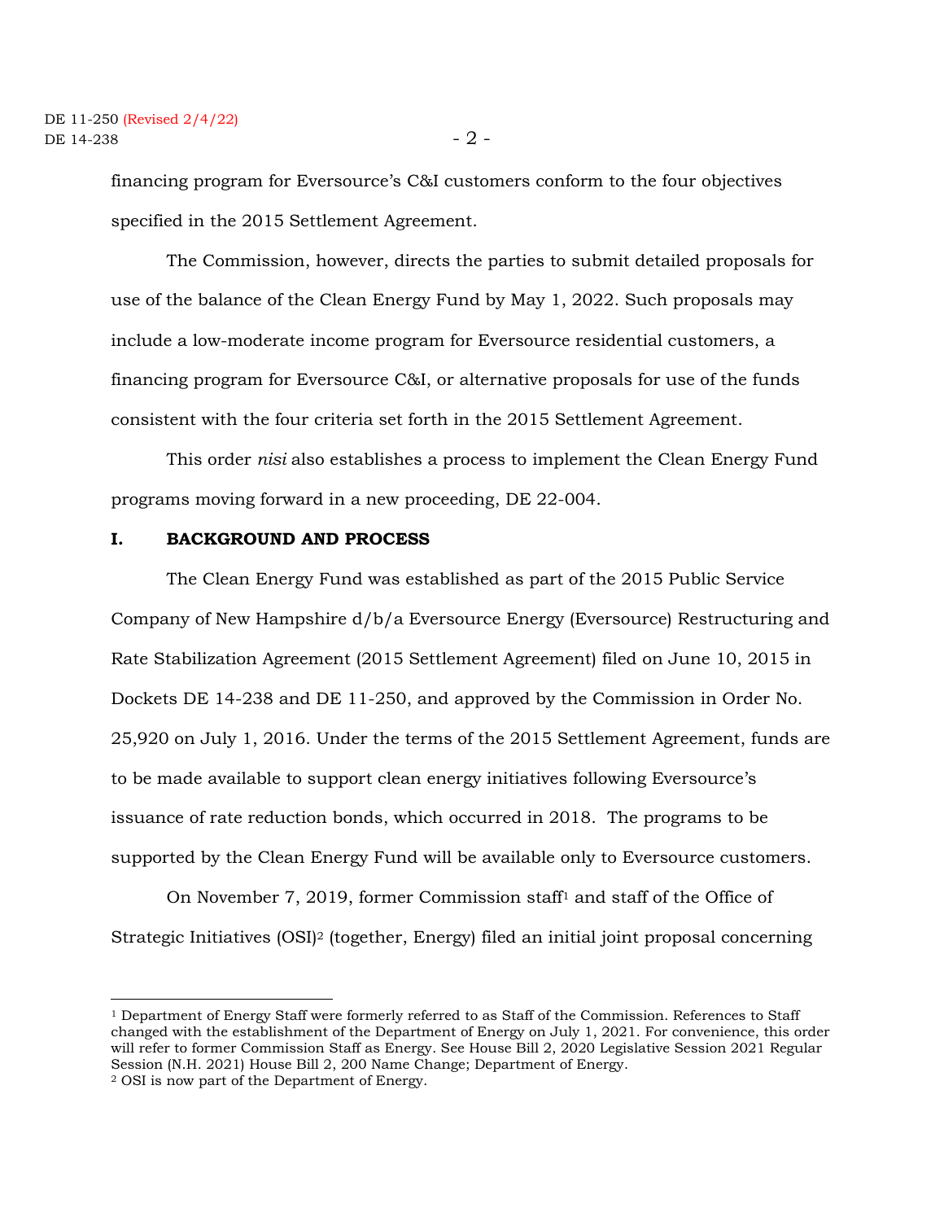financing program for Eversource's C&I customers conform to the four objectives specified in the 2015 Settlement Agreement.

The Commission, however, directs the parties to submit detailed proposals for use of the balance of the Clean Energy Fund by May 1, 2022. Such proposals may include a low-moderate income program for Eversource residential customers, a financing program for Eversource C&I, or alternative proposals for use of the funds consistent with the four criteria set forth in the 2015 Settlement Agreement.

This order *nisi* also establishes a process to implement the Clean Energy Fund programs moving forward in a new proceeding, DE 22-004.

## I. BACKGROUND AND PROCESS

The Clean Energy Fund was established as part of the 2015 Public Service Company of New Hampshire d/b/a Eversource Energy (Eversource) Restructuring and Rate Stabilization Agreement (2015 Settlement Agreement) filed on June 10, 2015 in Dockets DE 14-238 and DE 11-250, and approved by the Commission in Order No. 25,920 on July 1, 2016. Under the terms of the 2015 Settlement Agreement, funds are to be made available to support clean energy initiatives following Eversource's issuance of rate reduction bonds, which occurred in 2018. The programs to be supported by the Clean Energy Fund will be available only to Eversource customers.

On November 7, 2019, former Commission staff[1] and staff of the Office of Strategic Initiatives (OSI)[2] (together, Energy) filed an initial joint proposal concerning

---

[1] Department of Energy Staff were formerly referred to as Staff of the Commission. References to Staff changed with the establishment of the Department of Energy on July 1, 2021. For convenience, this order will refer to former Commission Staff as Energy. See House Bill 2, 2020 Legislative Session 2021 Regular Session (N.H. 2021) House Bill 2, 200 Name Change; Department of Energy.

[2] OSI is now part of the Department of Energy.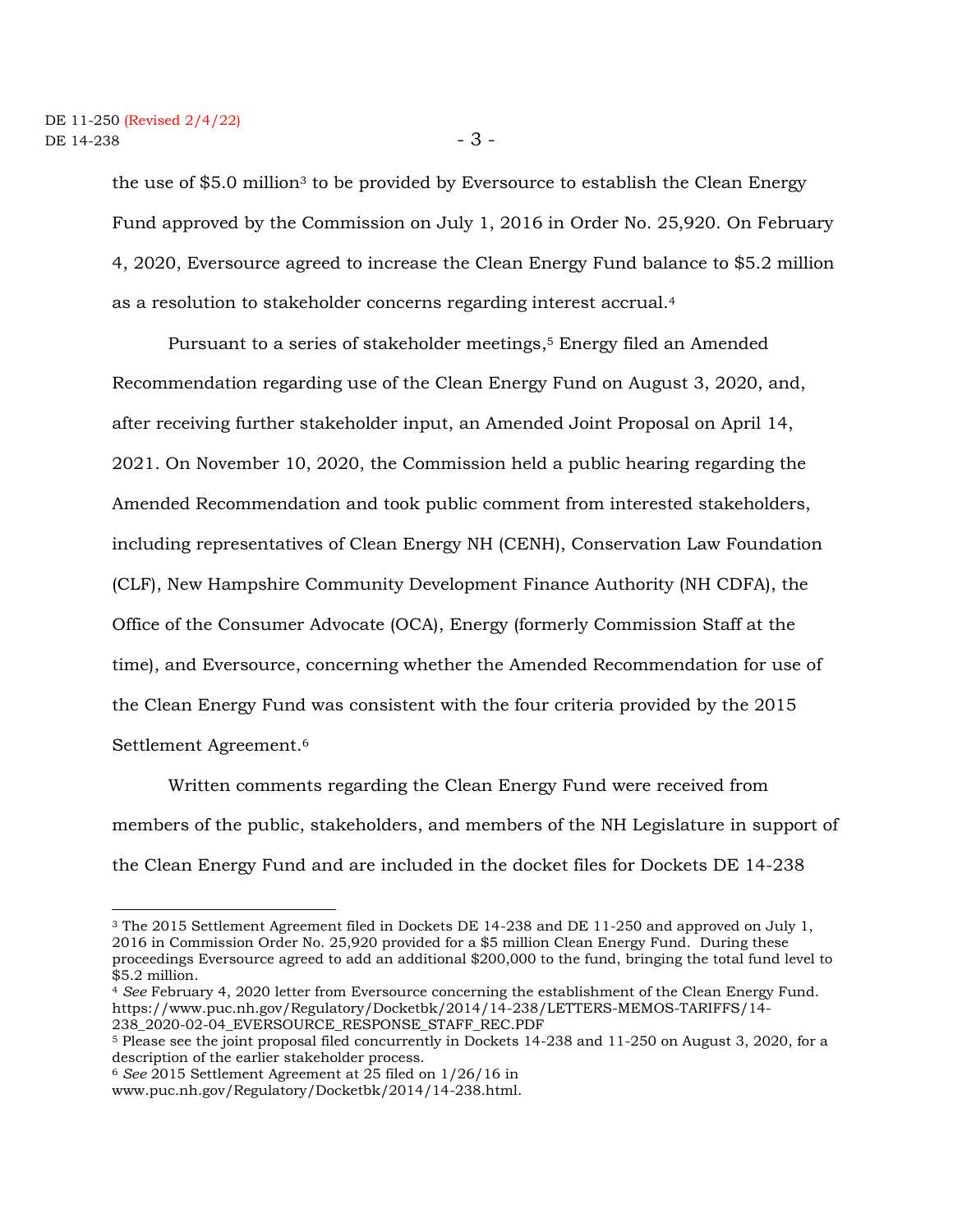the use of $5.0 million[3] to be provided by Eversource to establish the Clean Energy Fund approved by the Commission on July 1, 2016 in Order No. 25,920. On February 4, 2020, Eversource agreed to increase the Clean Energy Fund balance to $5.2 million as a resolution to stakeholder concerns regarding interest accrual.[4]

Pursuant to a series of stakeholder meetings,[5] Energy filed an Amended Recommendation regarding use of the Clean Energy Fund on August 3, 2020, and, after receiving further stakeholder input, an Amended Joint Proposal on April 14, 2021. On November 10, 2020, the Commission held a public hearing regarding the Amended Recommendation and took public comment from interested stakeholders, including representatives of Clean Energy NH (CENH), Conservation Law Foundation (CLF), New Hampshire Community Development Finance Authority (NH CDFA), the Office of the Consumer Advocate (OCA), Energy (formerly Commission Staff at the time), and Eversource, concerning whether the Amended Recommendation for use of the Clean Energy Fund was consistent with the four criteria provided by the 2015 Settlement Agreement.[6]

Written comments regarding the Clean Energy Fund were received from members of the public, stakeholders, and members of the NH Legislature in support of the Clean Energy Fund and are included in the docket files for Dockets DE 14-238

---

[3] The 2015 Settlement Agreement filed in Dockets DE 14-238 and DE 11-250 and approved on July 1, 2016 in Commission Order No. 25,920 provided for a $5 million Clean Energy Fund. During these proceedings Eversource agreed to add an additional $200,000 to the fund, bringing the total fund level to $5.2 million.

[4] *See* February 4, 2020 letter from Eversource concerning the establishment of the Clean Energy Fund. https://www.puc.nh.gov/Regulatory/Docketbk/2014/14-238/LETTERS-MEMOS-TARIFFS/14-238_2020-02-04_EVERSOURCE_RESPONSE_STAFF_REC.PDF

[5] Please see the joint proposal filed concurrently in Dockets 14-238 and 11-250 on August 3, 2020, for a description of the earlier stakeholder process.

[6] *See* 2015 Settlement Agreement at 25 filed on 1/26/16 in www.puc.nh.gov/Regulatory/Docketbk/2014/14-238.html.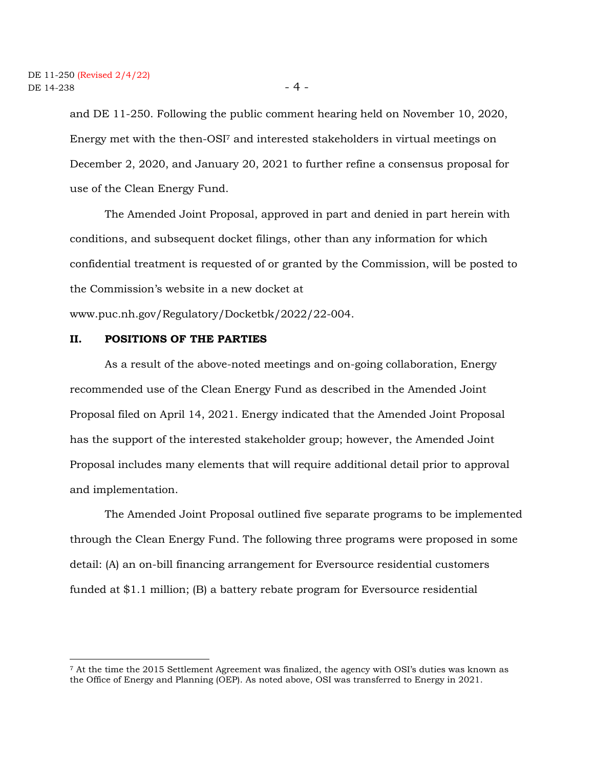and DE 11-250. Following the public comment hearing held on November 10, 2020, Energy met with the then-OSI[7] and interested stakeholders in virtual meetings on December 2, 2020, and January 20, 2021 to further refine a consensus proposal for use of the Clean Energy Fund.

The Amended Joint Proposal, approved in part and denied in part herein with conditions, and subsequent docket filings, other than any information for which confidential treatment is requested of or granted by the Commission, will be posted to the Commission's website in a new docket at www.puc.nh.gov/Regulatory/Docketbk/2022/22-004.

## II. POSITIONS OF THE PARTIES

As a result of the above-noted meetings and on-going collaboration, Energy recommended use of the Clean Energy Fund as described in the Amended Joint Proposal filed on April 14, 2021. Energy indicated that the Amended Joint Proposal has the support of the interested stakeholder group; however, the Amended Joint Proposal includes many elements that will require additional detail prior to approval and implementation.

The Amended Joint Proposal outlined five separate programs to be implemented through the Clean Energy Fund. The following three programs were proposed in some detail: (A) an on-bill financing arrangement for Eversource residential customers funded at $1.1 million; (B) a battery rebate program for Eversource residential

---

[7] At the time the 2015 Settlement Agreement was finalized, the agency with OSI's duties was known as the Office of Energy and Planning (OEP). As noted above, OSI was transferred to Energy in 2021.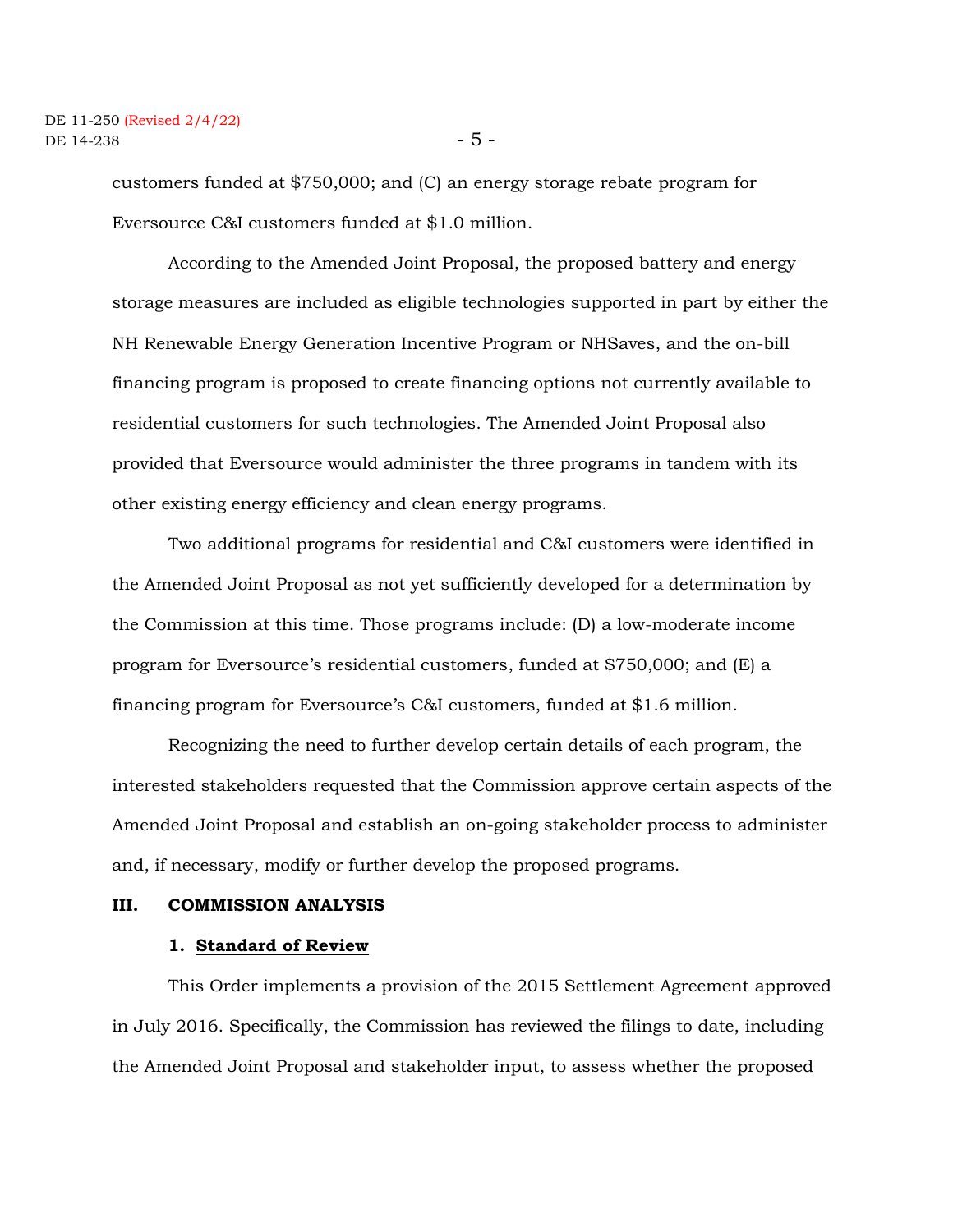customers funded at $750,000; and (C) an energy storage rebate program for Eversource C&I customers funded at $1.0 million.

According to the Amended Joint Proposal, the proposed battery and energy storage measures are included as eligible technologies supported in part by either the NH Renewable Energy Generation Incentive Program or NHSaves, and the on-bill financing program is proposed to create financing options not currently available to residential customers for such technologies. The Amended Joint Proposal also provided that Eversource would administer the three programs in tandem with its other existing energy efficiency and clean energy programs.

Two additional programs for residential and C&I customers were identified in the Amended Joint Proposal as not yet sufficiently developed for a determination by the Commission at this time. Those programs include: (D) a low-moderate income program for Eversource's residential customers, funded at $750,000; and (E) a financing program for Eversource's C&I customers, funded at $1.6 million.

Recognizing the need to further develop certain details of each program, the interested stakeholders requested that the Commission approve certain aspects of the Amended Joint Proposal and establish an on-going stakeholder process to administer and, if necessary, modify or further develop the proposed programs.

## III. COMMISSION ANALYSIS

### 1. Standard of Review

This Order implements a provision of the 2015 Settlement Agreement approved in July 2016. Specifically, the Commission has reviewed the filings to date, including the Amended Joint Proposal and stakeholder input, to assess whether the proposed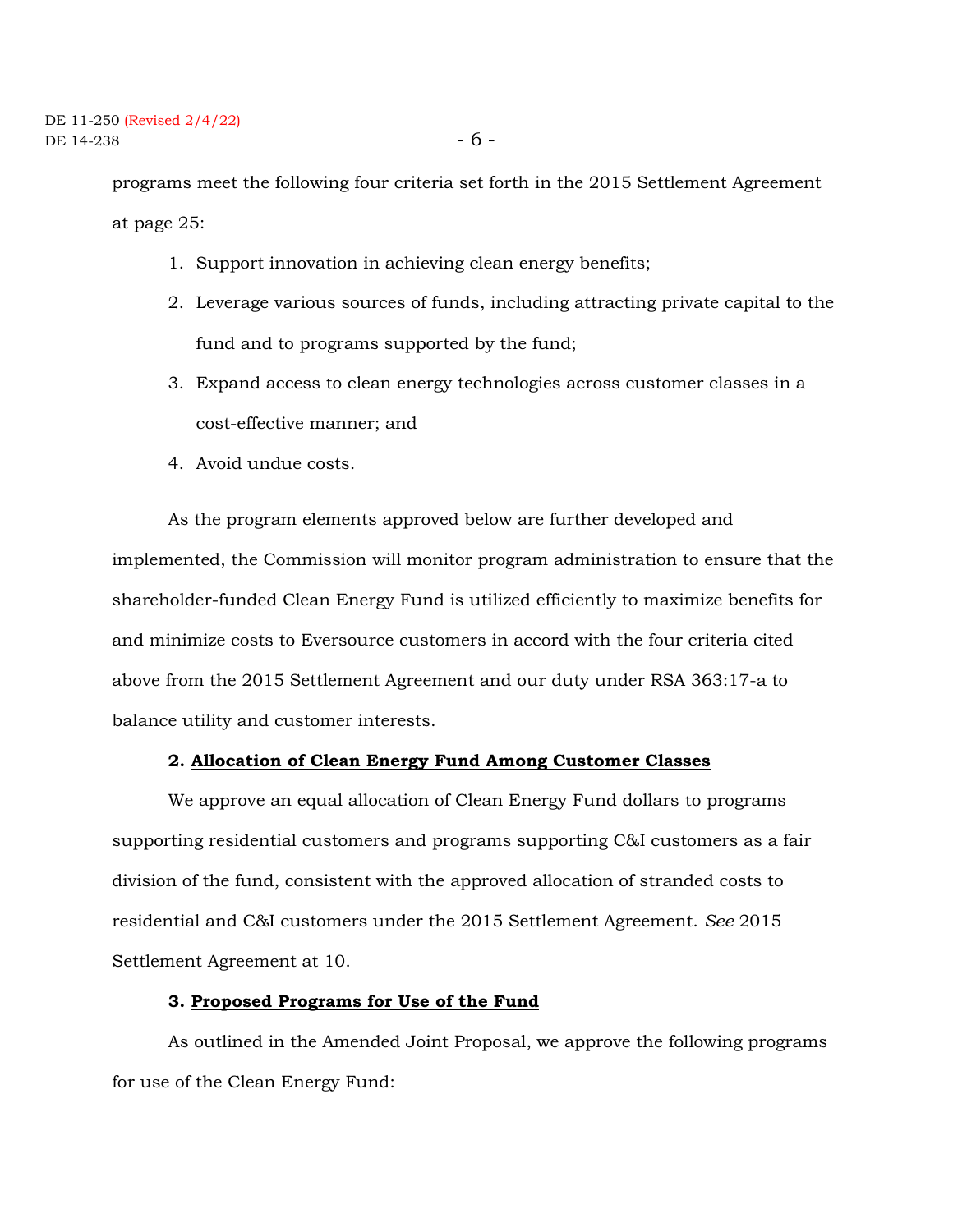programs meet the following four criteria set forth in the 2015 Settlement Agreement at page 25:

1. Support innovation in achieving clean energy benefits;
2. Leverage various sources of funds, including attracting private capital to the fund and to programs supported by the fund;
3. Expand access to clean energy technologies across customer classes in a cost-effective manner; and
4. Avoid undue costs.

As the program elements approved below are further developed and implemented, the Commission will monitor program administration to ensure that the shareholder-funded Clean Energy Fund is utilized efficiently to maximize benefits for and minimize costs to Eversource customers in accord with the four criteria cited above from the 2015 Settlement Agreement and our duty under RSA 363:17-a to balance utility and customer interests.

**2. <u>Allocation of Clean Energy Fund Among Customer Classes</u>**

We approve an equal allocation of Clean Energy Fund dollars to programs supporting residential customers and programs supporting C&I customers as a fair division of the fund, consistent with the approved allocation of stranded costs to residential and C&I customers under the 2015 Settlement Agreement. *See* 2015 Settlement Agreement at 10.

**3. <u>Proposed Programs for Use of the Fund</u>**

As outlined in the Amended Joint Proposal, we approve the following programs for use of the Clean Energy Fund: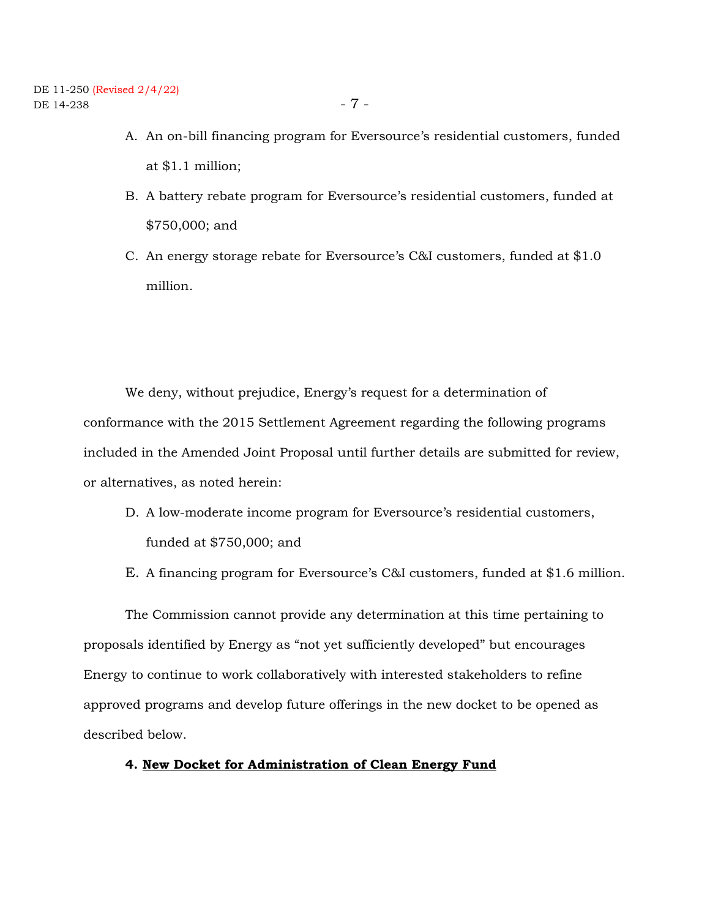A. An on-bill financing program for Eversource's residential customers, funded at $1.1 million;

B. A battery rebate program for Eversource's residential customers, funded at $750,000; and

C. An energy storage rebate for Eversource's C&I customers, funded at $1.0 million.

We deny, without prejudice, Energy's request for a determination of conformance with the 2015 Settlement Agreement regarding the following programs included in the Amended Joint Proposal until further details are submitted for review, or alternatives, as noted herein:

D. A low-moderate income program for Eversource's residential customers, funded at $750,000; and

E. A financing program for Eversource's C&I customers, funded at $1.6 million.

The Commission cannot provide any determination at this time pertaining to proposals identified by Energy as "not yet sufficiently developed" but encourages Energy to continue to work collaboratively with interested stakeholders to refine approved programs and develop future offerings in the new docket to be opened as described below.

**4. <u>New Docket for Administration of Clean Energy Fund</u>**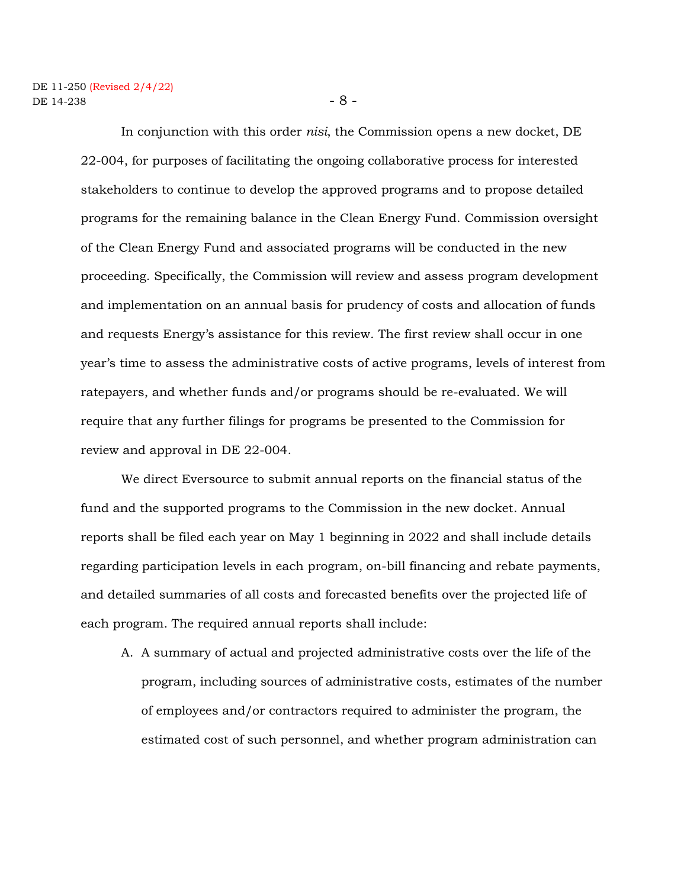In conjunction with this order *nisi*, the Commission opens a new docket, DE 22-004, for purposes of facilitating the ongoing collaborative process for interested stakeholders to continue to develop the approved programs and to propose detailed programs for the remaining balance in the Clean Energy Fund. Commission oversight of the Clean Energy Fund and associated programs will be conducted in the new proceeding. Specifically, the Commission will review and assess program development and implementation on an annual basis for prudency of costs and allocation of funds and requests Energy's assistance for this review. The first review shall occur in one year's time to assess the administrative costs of active programs, levels of interest from ratepayers, and whether funds and/or programs should be re-evaluated. We will require that any further filings for programs be presented to the Commission for review and approval in DE 22-004.

We direct Eversource to submit annual reports on the financial status of the fund and the supported programs to the Commission in the new docket. Annual reports shall be filed each year on May 1 beginning in 2022 and shall include details regarding participation levels in each program, on-bill financing and rebate payments, and detailed summaries of all costs and forecasted benefits over the projected life of each program. The required annual reports shall include:

A. A summary of actual and projected administrative costs over the life of the program, including sources of administrative costs, estimates of the number of employees and/or contractors required to administer the program, the estimated cost of such personnel, and whether program administration can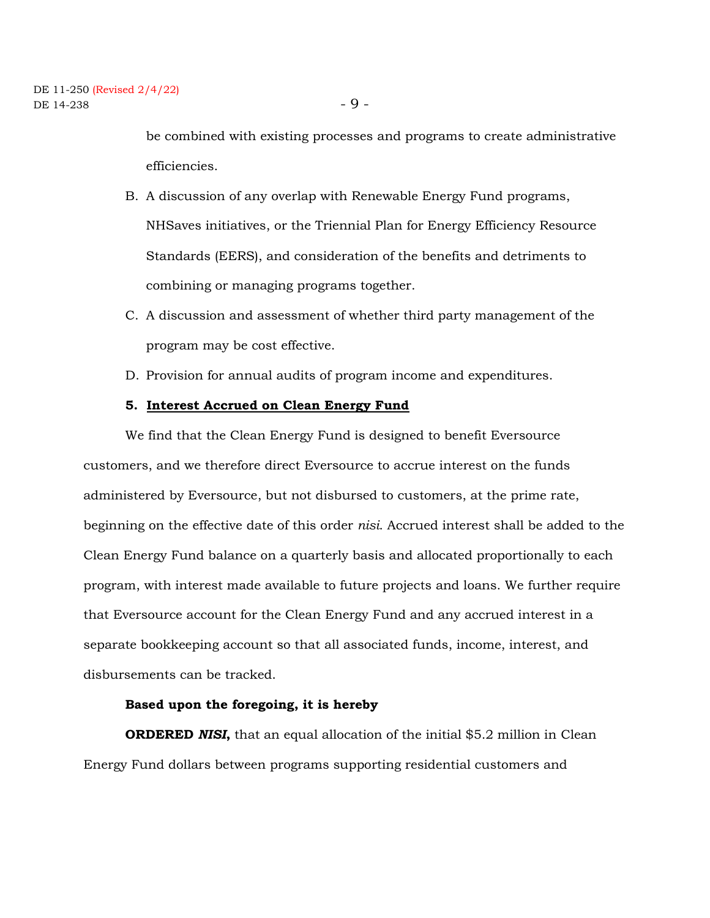be combined with existing processes and programs to create administrative efficiencies.

B. A discussion of any overlap with Renewable Energy Fund programs, NHSaves initiatives, or the Triennial Plan for Energy Efficiency Resource Standards (EERS), and consideration of the benefits and detriments to combining or managing programs together.

C. A discussion and assessment of whether third party management of the program may be cost effective.

D. Provision for annual audits of program income and expenditures.

### 5. Interest Accrued on Clean Energy Fund

We find that the Clean Energy Fund is designed to benefit Eversource customers, and we therefore direct Eversource to accrue interest on the funds administered by Eversource, but not disbursed to customers, at the prime rate, beginning on the effective date of this order *nisi*. Accrued interest shall be added to the Clean Energy Fund balance on a quarterly basis and allocated proportionally to each program, with interest made available to future projects and loans. We further require that Eversource account for the Clean Energy Fund and any accrued interest in a separate bookkeeping account so that all associated funds, income, interest, and disbursements can be tracked.

**Based upon the foregoing, it is hereby**

**ORDERED *NISI*,** that an equal allocation of the initial $5.2 million in Clean Energy Fund dollars between programs supporting residential customers and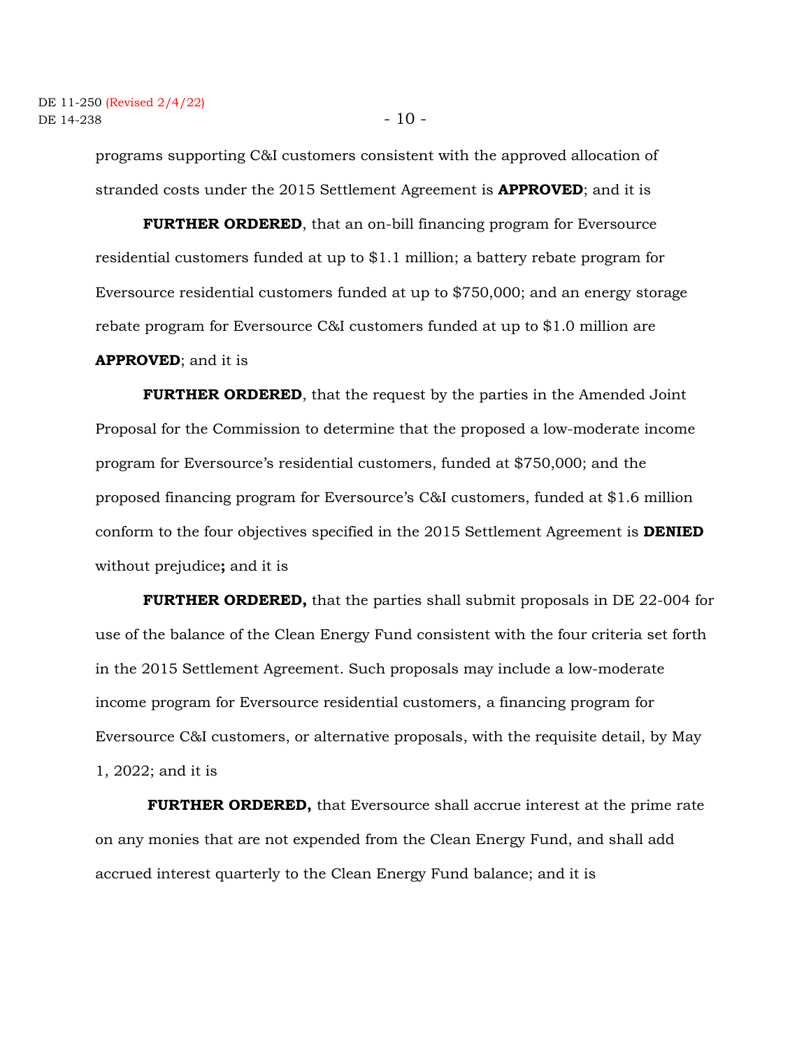programs supporting C&I customers consistent with the approved allocation of stranded costs under the 2015 Settlement Agreement is **APPROVED**; and it is

**FURTHER ORDERED**, that an on-bill financing program for Eversource residential customers funded at up to $1.1 million; a battery rebate program for Eversource residential customers funded at up to $750,000; and an energy storage rebate program for Eversource C&I customers funded at up to $1.0 million are **APPROVED**; and it is

**FURTHER ORDERED**, that the request by the parties in the Amended Joint Proposal for the Commission to determine that the proposed a low-moderate income program for Eversource's residential customers, funded at $750,000; and the proposed financing program for Eversource's C&I customers, funded at $1.6 million conform to the four objectives specified in the 2015 Settlement Agreement is **DENIED** without prejudice**;** and it is

**FURTHER ORDERED,** that the parties shall submit proposals in DE 22-004 for use of the balance of the Clean Energy Fund consistent with the four criteria set forth in the 2015 Settlement Agreement. Such proposals may include a low-moderate income program for Eversource residential customers, a financing program for Eversource C&I customers, or alternative proposals, with the requisite detail, by May 1, 2022; and it is

**FURTHER ORDERED,** that Eversource shall accrue interest at the prime rate on any monies that are not expended from the Clean Energy Fund, and shall add accrued interest quarterly to the Clean Energy Fund balance; and it is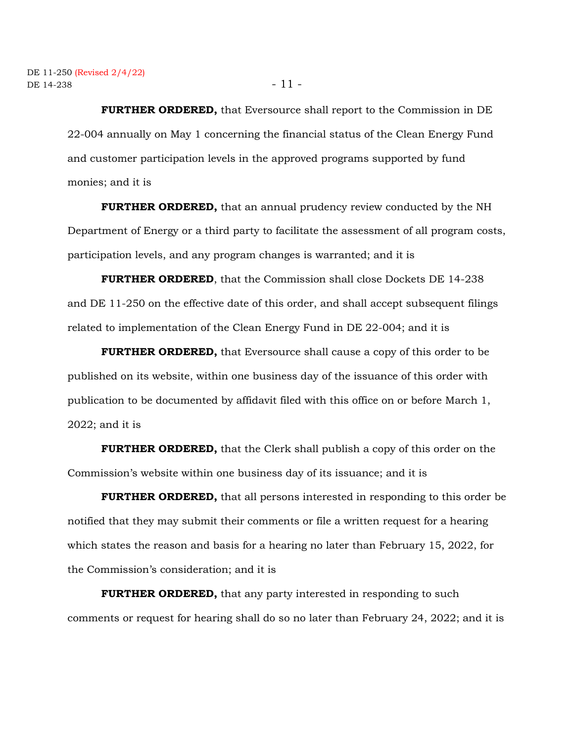**FURTHER ORDERED,** that Eversource shall report to the Commission in DE 22-004 annually on May 1 concerning the financial status of the Clean Energy Fund and customer participation levels in the approved programs supported by fund monies; and it is

**FURTHER ORDERED,** that an annual prudency review conducted by the NH Department of Energy or a third party to facilitate the assessment of all program costs, participation levels, and any program changes is warranted; and it is

**FURTHER ORDERED**, that the Commission shall close Dockets DE 14-238 and DE 11-250 on the effective date of this order, and shall accept subsequent filings related to implementation of the Clean Energy Fund in DE 22-004; and it is

**FURTHER ORDERED,** that Eversource shall cause a copy of this order to be published on its website, within one business day of the issuance of this order with publication to be documented by affidavit filed with this office on or before March 1, 2022; and it is

**FURTHER ORDERED,** that the Clerk shall publish a copy of this order on the Commission's website within one business day of its issuance; and it is

**FURTHER ORDERED,** that all persons interested in responding to this order be notified that they may submit their comments or file a written request for a hearing which states the reason and basis for a hearing no later than February 15, 2022, for the Commission's consideration; and it is

**FURTHER ORDERED,** that any party interested in responding to such comments or request for hearing shall do so no later than February 24, 2022; and it is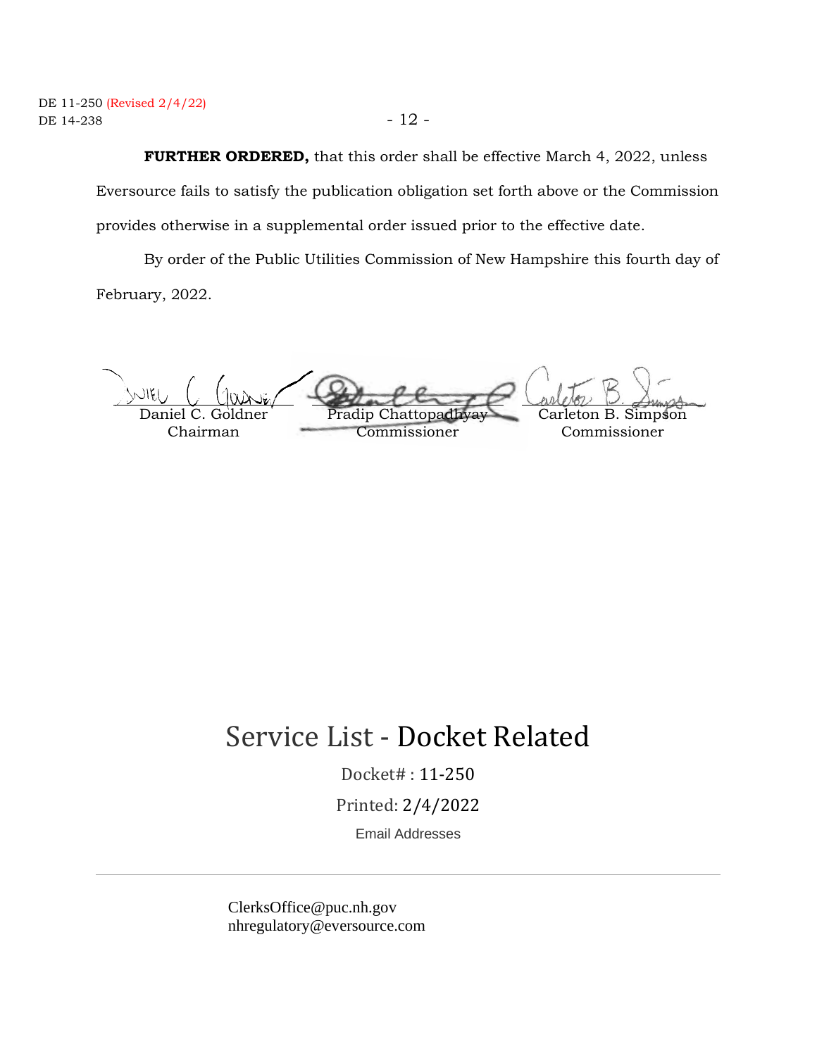**FURTHER ORDERED,** that this order shall be effective March 4, 2022, unless Eversource fails to satisfy the publication obligation set forth above or the Commission provides otherwise in a supplemental order issued prior to the effective date.

By order of the Public Utilities Commission of New Hampshire this fourth day of February, 2022.

| | | |
|---|---|---|
| Daniel C. Goldner<br>Chairman | Pradip Chattopadhyay<br>Commissioner | Carleton B. Simpson<br>Commissioner |

# Service List - Docket Related

Docket# : 11-250

Printed: 2/4/2022

Email Addresses

---

ClerksOffice@puc.nh.gov
nhregulatory@eversource.com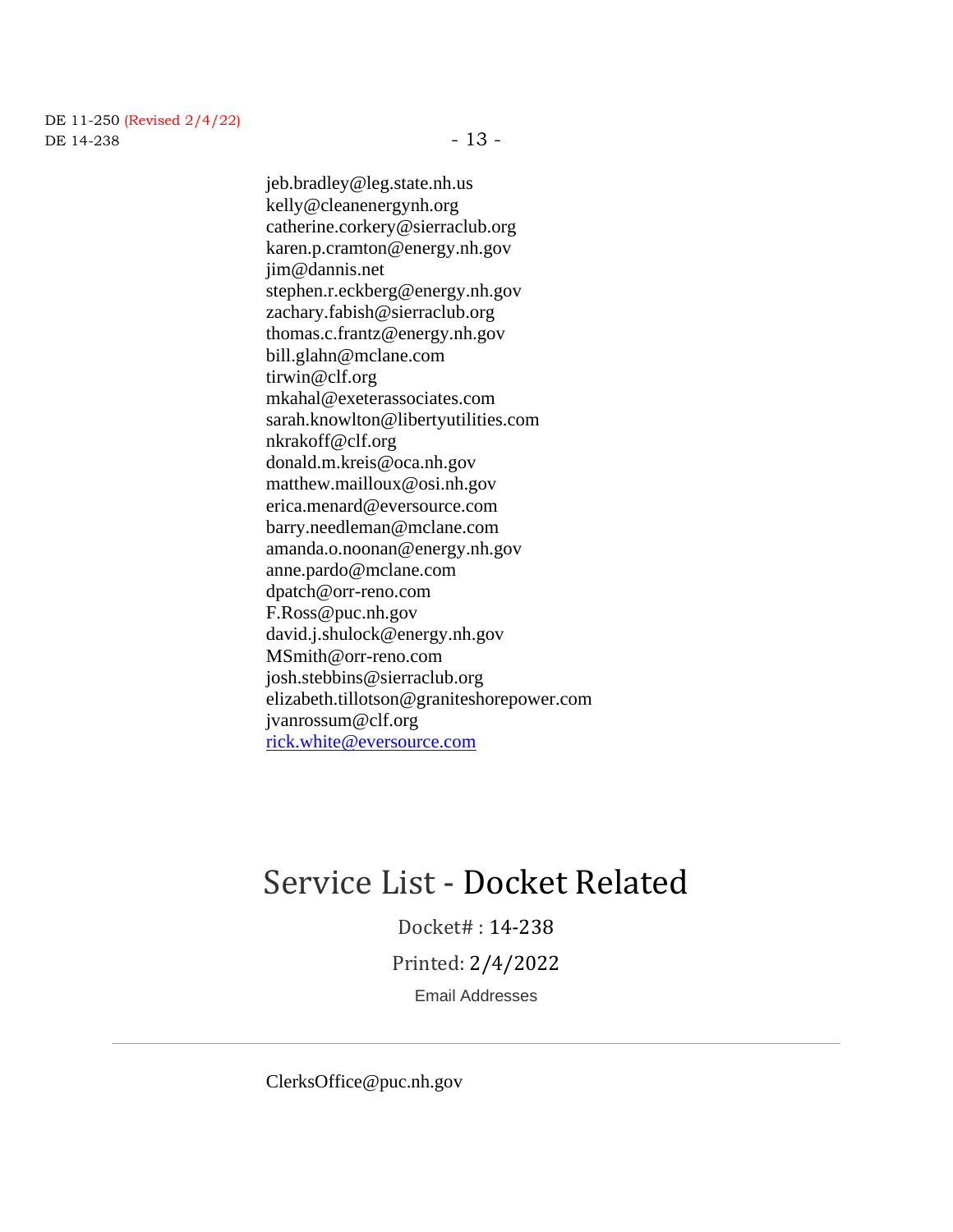jeb.bradley@leg.state.nh.us
kelly@cleanenergynh.org
catherine.corkery@sierraclub.org
karen.p.cramton@energy.nh.gov
jim@dannis.net
stephen.r.eckberg@energy.nh.gov
zachary.fabish@sierraclub.org
thomas.c.frantz@energy.nh.gov
bill.glahn@mclane.com
tirwin@clf.org
mkahal@exeterassociates.com
sarah.knowlton@libertyutilities.com
nkrakoff@clf.org
donald.m.kreis@oca.nh.gov
matthew.mailloux@osi.nh.gov
erica.menard@eversource.com
barry.needleman@mclane.com
amanda.o.noonan@energy.nh.gov
anne.pardo@mclane.com
dpatch@orr-reno.com
F.Ross@puc.nh.gov
david.j.shulock@energy.nh.gov
MSmith@orr-reno.com
josh.stebbins@sierraclub.org
elizabeth.tillotson@graniteshorepower.com
jvanrossum@clf.org
rick.white@eversource.com

# Service List - Docket Related

Docket# : 14-238

Printed: 2/4/2022

Email Addresses

---

ClerksOffice@puc.nh.gov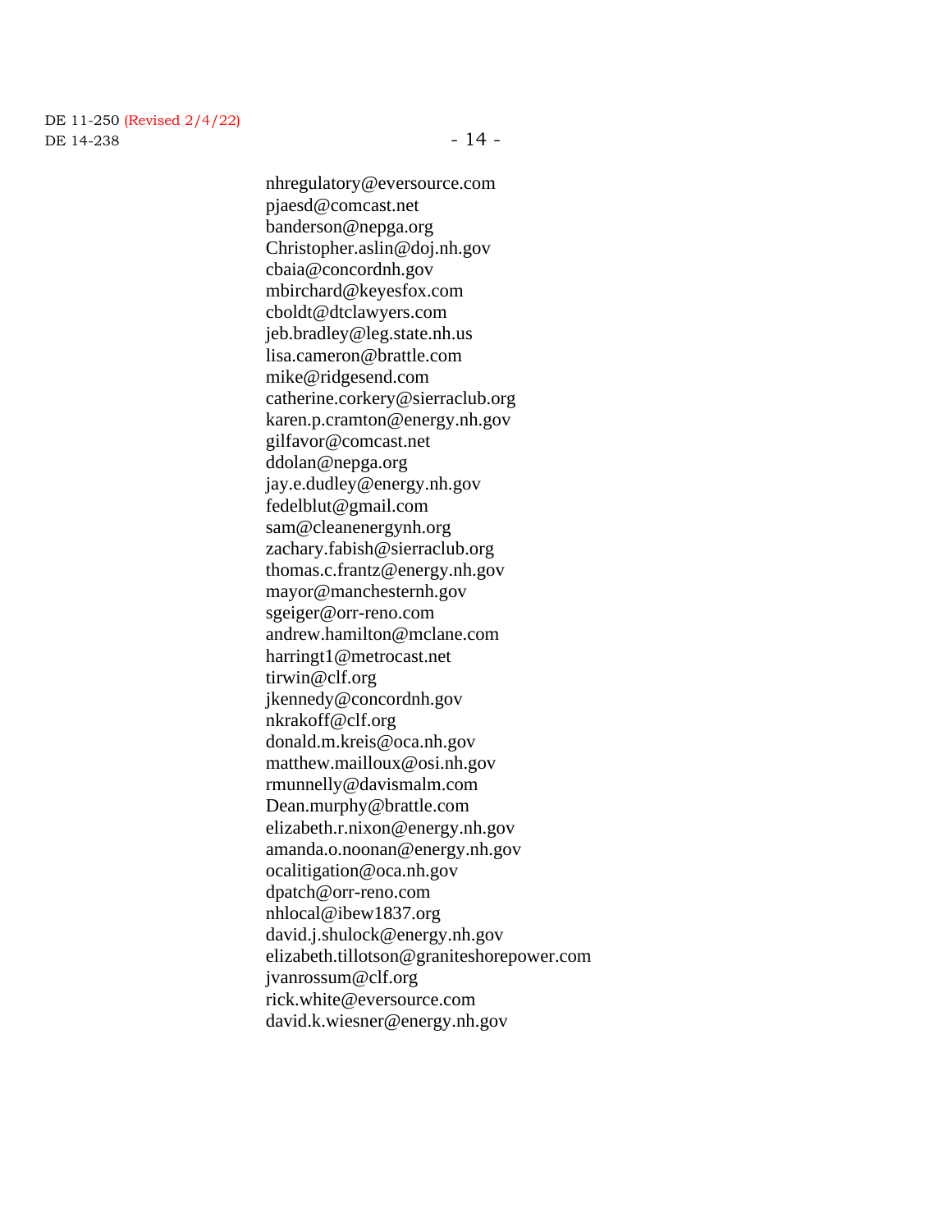nhregulatory@eversource.com
pjaesd@comcast.net
banderson@nepga.org
Christopher.aslin@doj.nh.gov
cbaia@concordnh.gov
mbirchard@keyesfox.com
cboldt@dtclawyers.com
jeb.bradley@leg.state.nh.us
lisa.cameron@brattle.com
mike@ridgesend.com
catherine.corkery@sierraclub.org
karen.p.cramton@energy.nh.gov
gilfavor@comcast.net
ddolan@nepga.org
jay.e.dudley@energy.nh.gov
fedelblut@gmail.com
sam@cleanenergynh.org
zachary.fabish@sierraclub.org
thomas.c.frantz@energy.nh.gov
mayor@manchesternh.gov
sgeiger@orr-reno.com
andrew.hamilton@mclane.com
harringt1@metrocast.net
tirwin@clf.org
jkennedy@concordnh.gov
nkrakoff@clf.org
donald.m.kreis@oca.nh.gov
matthew.mailloux@osi.nh.gov
rmunnelly@davismalm.com
Dean.murphy@brattle.com
elizabeth.r.nixon@energy.nh.gov
amanda.o.noonan@energy.nh.gov
ocalitigation@oca.nh.gov
dpatch@orr-reno.com
nhlocal@ibew1837.org
david.j.shulock@energy.nh.gov
elizabeth.tillotson@graniteshorepower.com
jvanrossum@clf.org
rick.white@eversource.com
david.k.wiesner@energy.nh.gov